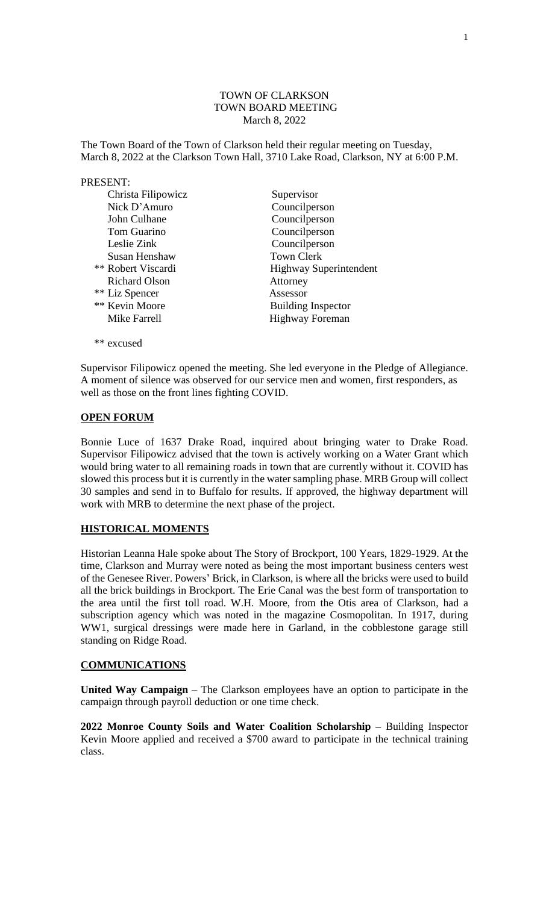TOWN OF CLARKSON
TOWN BOARD MEETING
March 8, 2022

The Town Board of the Town of Clarkson held their regular meeting on Tuesday, March 8, 2022 at the Clarkson Town Hall, 3710 Lake Road, Clarkson, NY at 6:00 P.M.

PRESENT:

| | |
|---|---|
| Christa Filipowicz | Supervisor |
| Nick D'Amuro | Councilperson |
| John Culhane | Councilperson |
| Tom Guarino | Councilperson |
| Leslie Zink | Councilperson |
| Susan Henshaw | Town Clerk |
| ** Robert Viscardi | Highway Superintendent |
| Richard Olson | Attorney |
| ** Liz Spencer | Assessor |
| ** Kevin Moore | Building Inspector |
| Mike Farrell | Highway Foreman |

** excused

Supervisor Filipowicz opened the meeting. She led everyone in the Pledge of Allegiance. A moment of silence was observed for our service men and women, first responders, as well as those on the front lines fighting COVID.

## OPEN FORUM

Bonnie Luce of 1637 Drake Road, inquired about bringing water to Drake Road. Supervisor Filipowicz advised that the town is actively working on a Water Grant which would bring water to all remaining roads in town that are currently without it. COVID has slowed this process but it is currently in the water sampling phase. MRB Group will collect 30 samples and send in to Buffalo for results. If approved, the highway department will work with MRB to determine the next phase of the project.

## HISTORICAL MOMENTS

Historian Leanna Hale spoke about The Story of Brockport, 100 Years, 1829-1929. At the time, Clarkson and Murray were noted as being the most important business centers west of the Genesee River. Powers' Brick, in Clarkson, is where all the bricks were used to build all the brick buildings in Brockport. The Erie Canal was the best form of transportation to the area until the first toll road. W.H. Moore, from the Otis area of Clarkson, had a subscription agency which was noted in the magazine Cosmopolitan. In 1917, during WW1, surgical dressings were made here in Garland, in the cobblestone garage still standing on Ridge Road.

## COMMUNICATIONS

**United Way Campaign** – The Clarkson employees have an option to participate in the campaign through payroll deduction or one time check.

**2022 Monroe County Soils and Water Coalition Scholarship –** Building Inspector Kevin Moore applied and received a $700 award to participate in the technical training class.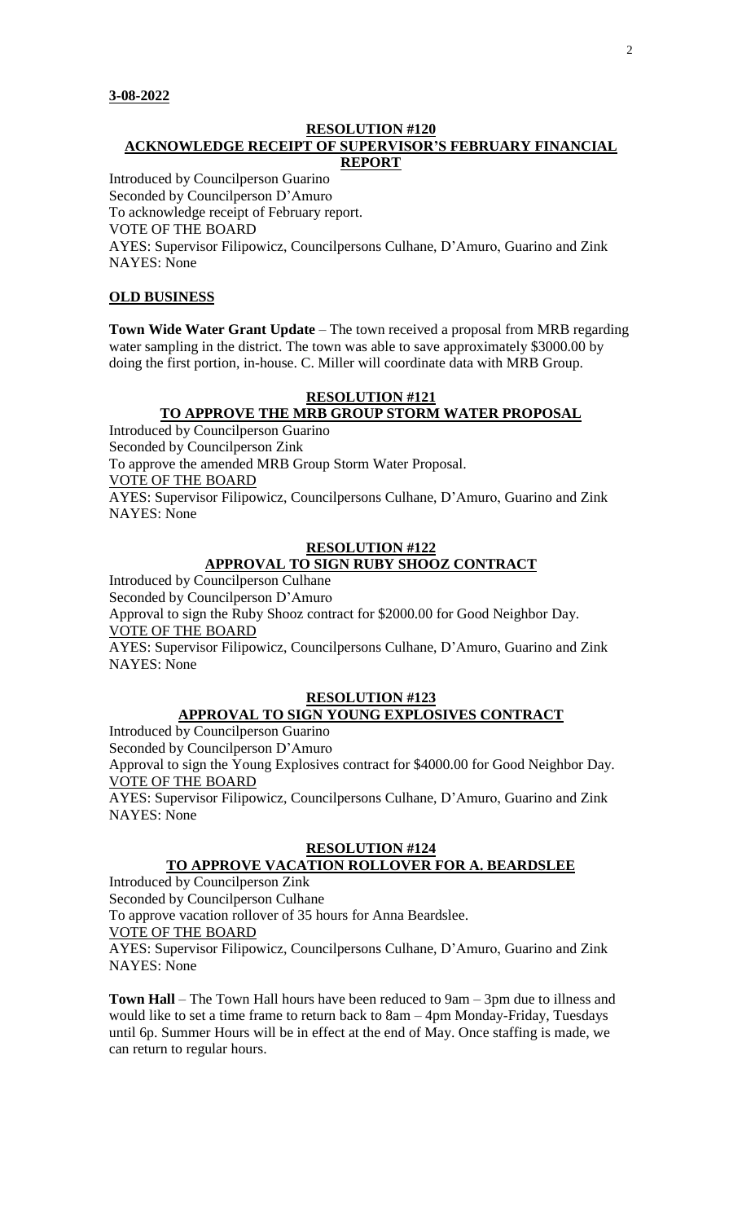**3-08-2022**

**RESOLUTION #120**
**ACKNOWLEDGE RECEIPT OF SUPERVISOR'S FEBRUARY FINANCIAL REPORT**

Introduced by Councilperson Guarino
Seconded by Councilperson D'Amuro
To acknowledge receipt of February report.
VOTE OF THE BOARD
AYES: Supervisor Filipowicz, Councilpersons Culhane, D'Amuro, Guarino and Zink
NAYES: None

**OLD BUSINESS**

**Town Wide Water Grant Update** – The town received a proposal from MRB regarding water sampling in the district. The town was able to save approximately $3000.00 by doing the first portion, in-house. C. Miller will coordinate data with MRB Group.

**RESOLUTION #121**
**TO APPROVE THE MRB GROUP STORM WATER PROPOSAL**

Introduced by Councilperson Guarino
Seconded by Councilperson Zink
To approve the amended MRB Group Storm Water Proposal.
VOTE OF THE BOARD
AYES: Supervisor Filipowicz, Councilpersons Culhane, D'Amuro, Guarino and Zink
NAYES: None

**RESOLUTION #122**
**APPROVAL TO SIGN RUBY SHOOZ CONTRACT**

Introduced by Councilperson Culhane
Seconded by Councilperson D'Amuro
Approval to sign the Ruby Shooz contract for $2000.00 for Good Neighbor Day.
VOTE OF THE BOARD
AYES: Supervisor Filipowicz, Councilpersons Culhane, D'Amuro, Guarino and Zink
NAYES: None

**RESOLUTION #123**
**APPROVAL TO SIGN YOUNG EXPLOSIVES CONTRACT**

Introduced by Councilperson Guarino
Seconded by Councilperson D'Amuro
Approval to sign the Young Explosives contract for $4000.00 for Good Neighbor Day.
VOTE OF THE BOARD
AYES: Supervisor Filipowicz, Councilpersons Culhane, D'Amuro, Guarino and Zink
NAYES: None

**RESOLUTION #124**
**TO APPROVE VACATION ROLLOVER FOR A. BEARDSLEE**

Introduced by Councilperson Zink
Seconded by Councilperson Culhane
To approve vacation rollover of 35 hours for Anna Beardslee.
VOTE OF THE BOARD
AYES: Supervisor Filipowicz, Councilpersons Culhane, D'Amuro, Guarino and Zink
NAYES: None

**Town Hall** – The Town Hall hours have been reduced to 9am – 3pm due to illness and would like to set a time frame to return back to 8am – 4pm Monday-Friday, Tuesdays until 6p. Summer Hours will be in effect at the end of May. Once staffing is made, we can return to regular hours.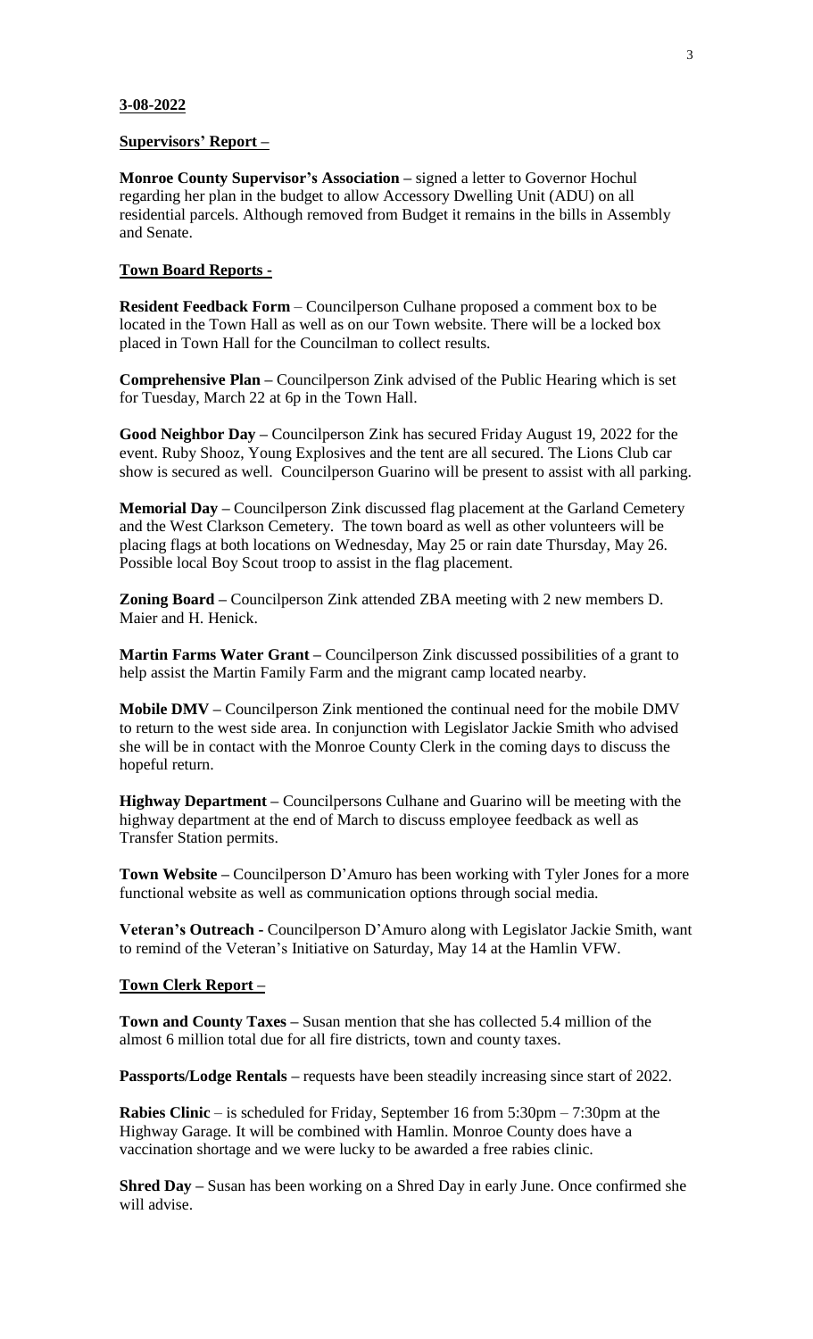**3-08-2022**

**Supervisors' Report –**

**Monroe County Supervisor's Association –** signed a letter to Governor Hochul regarding her plan in the budget to allow Accessory Dwelling Unit (ADU) on all residential parcels. Although removed from Budget it remains in the bills in Assembly and Senate.

**Town Board Reports -**

**Resident Feedback Form** – Councilperson Culhane proposed a comment box to be located in the Town Hall as well as on our Town website. There will be a locked box placed in Town Hall for the Councilman to collect results.

**Comprehensive Plan –** Councilperson Zink advised of the Public Hearing which is set for Tuesday, March 22 at 6p in the Town Hall.

**Good Neighbor Day –** Councilperson Zink has secured Friday August 19, 2022 for the event. Ruby Shooz, Young Explosives and the tent are all secured. The Lions Club car show is secured as well. Councilperson Guarino will be present to assist with all parking.

**Memorial Day –** Councilperson Zink discussed flag placement at the Garland Cemetery and the West Clarkson Cemetery. The town board as well as other volunteers will be placing flags at both locations on Wednesday, May 25 or rain date Thursday, May 26. Possible local Boy Scout troop to assist in the flag placement.

**Zoning Board –** Councilperson Zink attended ZBA meeting with 2 new members D. Maier and H. Henick.

**Martin Farms Water Grant –** Councilperson Zink discussed possibilities of a grant to help assist the Martin Family Farm and the migrant camp located nearby.

**Mobile DMV –** Councilperson Zink mentioned the continual need for the mobile DMV to return to the west side area. In conjunction with Legislator Jackie Smith who advised she will be in contact with the Monroe County Clerk in the coming days to discuss the hopeful return.

**Highway Department –** Councilpersons Culhane and Guarino will be meeting with the highway department at the end of March to discuss employee feedback as well as Transfer Station permits.

**Town Website –** Councilperson D'Amuro has been working with Tyler Jones for a more functional website as well as communication options through social media.

**Veteran's Outreach -** Councilperson D'Amuro along with Legislator Jackie Smith, want to remind of the Veteran's Initiative on Saturday, May 14 at the Hamlin VFW.

**Town Clerk Report –**

**Town and County Taxes –** Susan mention that she has collected 5.4 million of the almost 6 million total due for all fire districts, town and county taxes.

**Passports/Lodge Rentals –** requests have been steadily increasing since start of 2022.

**Rabies Clinic** – is scheduled for Friday, September 16 from 5:30pm – 7:30pm at the Highway Garage. It will be combined with Hamlin. Monroe County does have a vaccination shortage and we were lucky to be awarded a free rabies clinic.

**Shred Day –** Susan has been working on a Shred Day in early June. Once confirmed she will advise.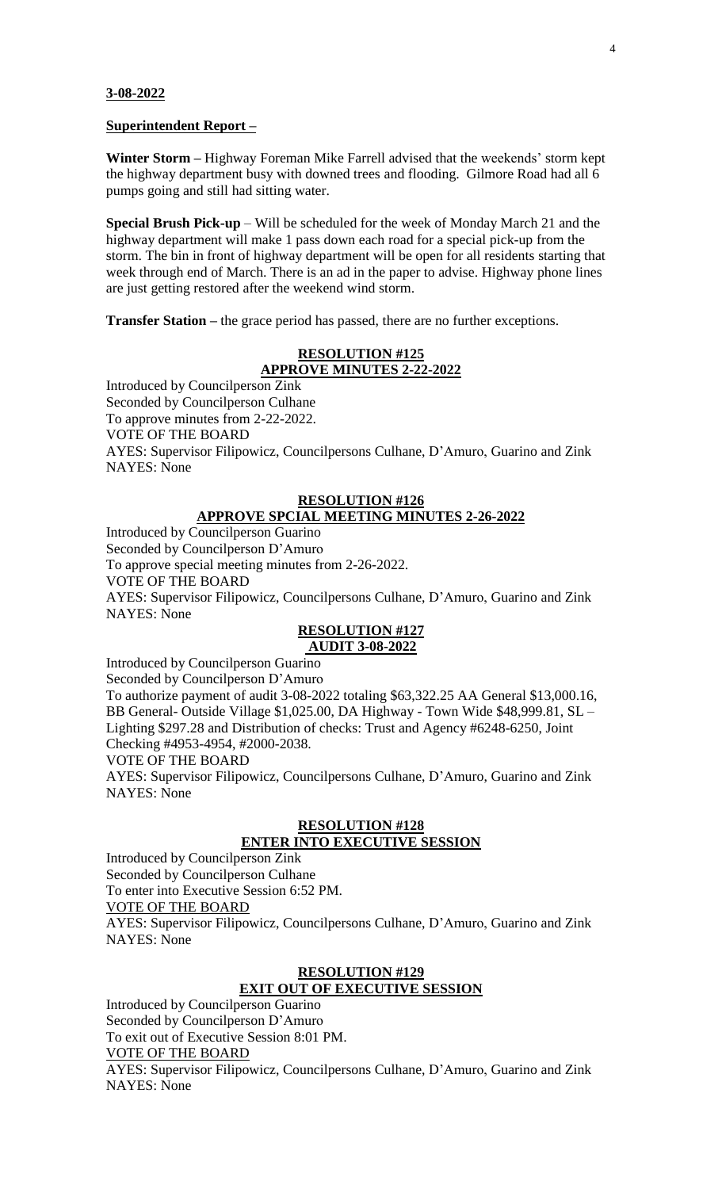**3-08-2022**

**Superintendent Report –**

**Winter Storm –** Highway Foreman Mike Farrell advised that the weekends' storm kept the highway department busy with downed trees and flooding. Gilmore Road had all 6 pumps going and still had sitting water.

**Special Brush Pick-up** – Will be scheduled for the week of Monday March 21 and the highway department will make 1 pass down each road for a special pick-up from the storm. The bin in front of highway department will be open for all residents starting that week through end of March. There is an ad in the paper to advise. Highway phone lines are just getting restored after the weekend wind storm.

**Transfer Station –** the grace period has passed, there are no further exceptions.

**RESOLUTION #125**
**APPROVE MINUTES 2-22-2022**

Introduced by Councilperson Zink
Seconded by Councilperson Culhane
To approve minutes from 2-22-2022.
VOTE OF THE BOARD
AYES: Supervisor Filipowicz, Councilpersons Culhane, D'Amuro, Guarino and Zink
NAYES: None

**RESOLUTION #126**
**APPROVE SPCIAL MEETING MINUTES 2-26-2022**

Introduced by Councilperson Guarino
Seconded by Councilperson D'Amuro
To approve special meeting minutes from 2-26-2022.
VOTE OF THE BOARD
AYES: Supervisor Filipowicz, Councilpersons Culhane, D'Amuro, Guarino and Zink
NAYES: None

**RESOLUTION #127**
**AUDIT 3-08-2022**

Introduced by Councilperson Guarino
Seconded by Councilperson D'Amuro
To authorize payment of audit 3-08-2022 totaling $63,322.25 AA General $13,000.16, BB General- Outside Village $1,025.00, DA Highway - Town Wide $48,999.81, SL – Lighting $297.28 and Distribution of checks: Trust and Agency #6248-6250, Joint Checking #4953-4954, #2000-2038.
VOTE OF THE BOARD
AYES: Supervisor Filipowicz, Councilpersons Culhane, D'Amuro, Guarino and Zink
NAYES: None

**RESOLUTION #128**
**ENTER INTO EXECUTIVE SESSION**

Introduced by Councilperson Zink
Seconded by Councilperson Culhane
To enter into Executive Session 6:52 PM.
VOTE OF THE BOARD
AYES: Supervisor Filipowicz, Councilpersons Culhane, D'Amuro, Guarino and Zink
NAYES: None

**RESOLUTION #129**
**EXIT OUT OF EXECUTIVE SESSION**

Introduced by Councilperson Guarino
Seconded by Councilperson D'Amuro
To exit out of Executive Session 8:01 PM.
VOTE OF THE BOARD
AYES: Supervisor Filipowicz, Councilpersons Culhane, D'Amuro, Guarino and Zink
NAYES: None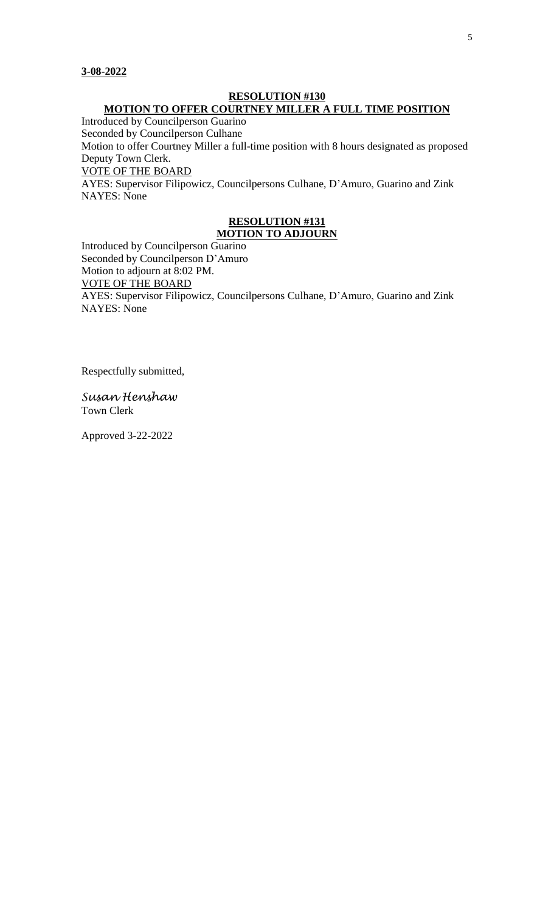**3-08-2022**

**RESOLUTION #130**

**MOTION TO OFFER COURTNEY MILLER A FULL TIME POSITION**

Introduced by Councilperson Guarino
Seconded by Councilperson Culhane
Motion to offer Courtney Miller a full-time position with 8 hours designated as proposed Deputy Town Clerk.
VOTE OF THE BOARD
AYES: Supervisor Filipowicz, Councilpersons Culhane, D'Amuro, Guarino and Zink
NAYES: None

**RESOLUTION #131**

**MOTION TO ADJOURN**

Introduced by Councilperson Guarino
Seconded by Councilperson D'Amuro
Motion to adjourn at 8:02 PM.
VOTE OF THE BOARD
AYES: Supervisor Filipowicz, Councilpersons Culhane, D'Amuro, Guarino and Zink
NAYES: None

Respectfully submitted,

*Susan Henshaw*
Town Clerk

Approved 3-22-2022